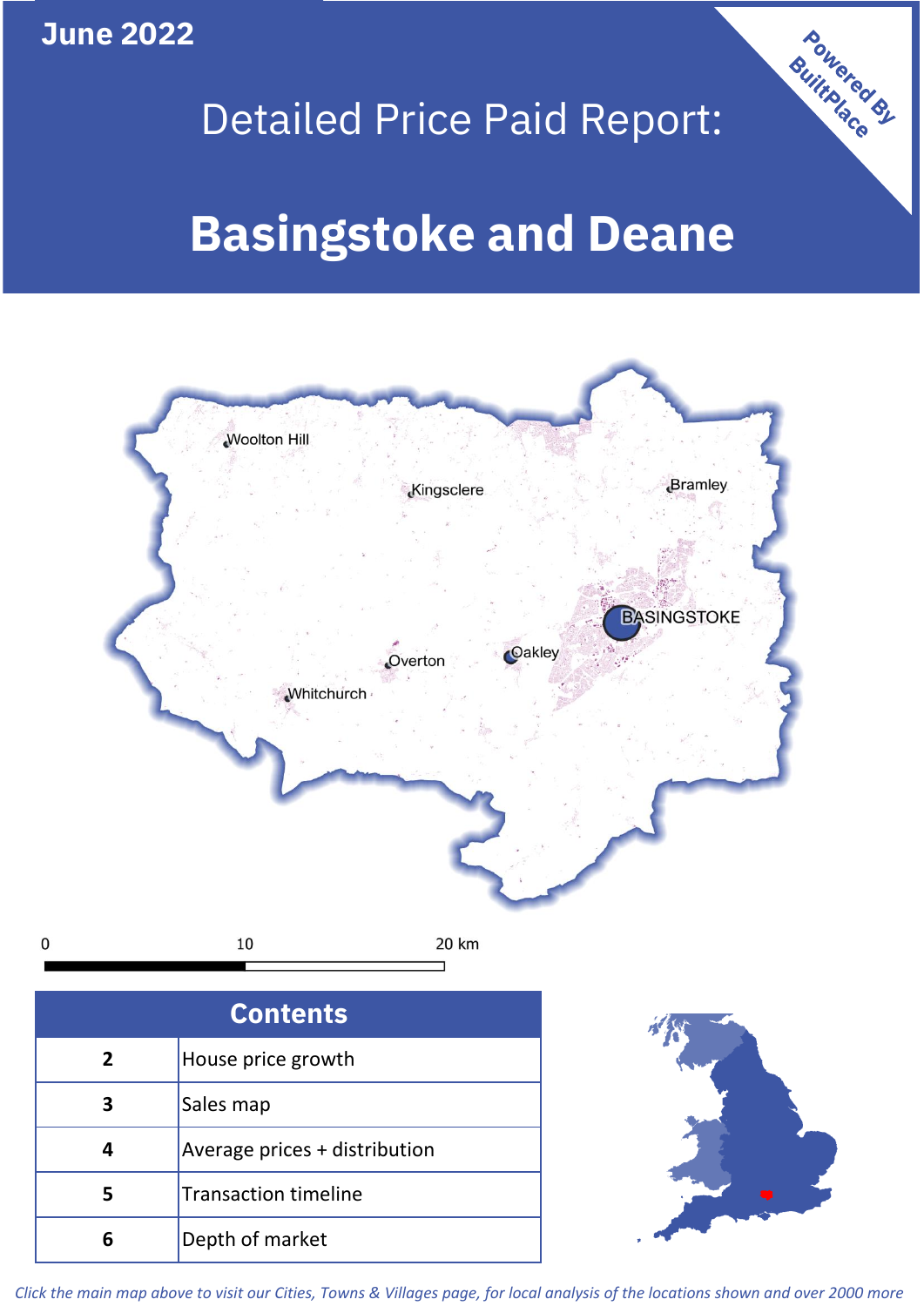**June 2022**

Powered By BuiltPlace

# Detailed Price Paid Report:

# Basingstoke and Deane

Woolton Hill

Kingsclere

Bramley

BASINGSTOKE

Oakley

Overton

Whitchurch

0 10 20 km

| Contents | |
|---|---|
| 2 | House price growth |
| 3 | Sales map |
| 4 | Average prices + distribution |
| 5 | Transaction timeline |
| 6 | Depth of market |

*Click the main map above to visit our Cities, Towns & Villages page, for local analysis of the locations shown and over 2000 more*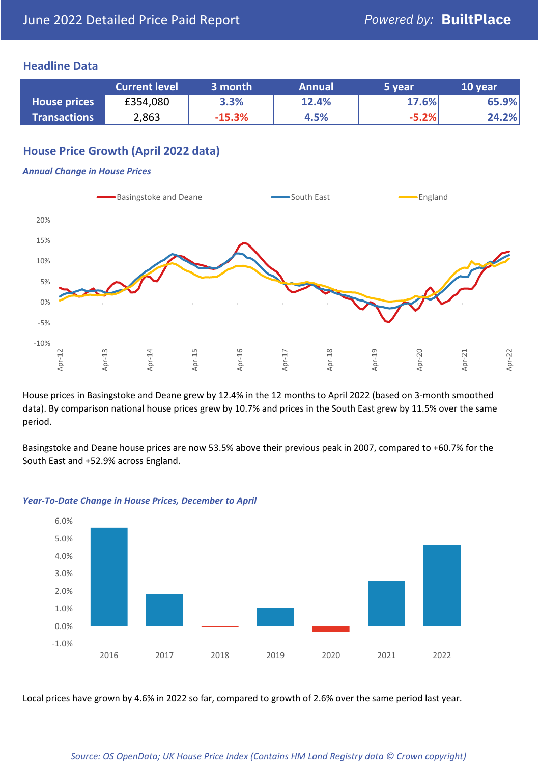# June 2022 Detailed Price Paid Report

Powered by: **BuiltPlace**

## Headline Data

| | Current level | 3 month | Annual | 5 year | 10 year |
|---|---|---|---|---|---|
| **House prices** | £354,080 | 3.3% | 12.4% | 17.6% | 65.9% |
| **Transactions** | 2,863 | -15.3% | 4.5% | -5.2% | 24.2% |

## House Price Growth (April 2022 data)

*Annual Change in House Prices*

House prices in Basingstoke and Deane grew by 12.4% in the 12 months to April 2022 (based on 3-month smoothed data). By comparison national house prices grew by 10.7% and prices in the South East grew by 11.5% over the same period.

Basingstoke and Deane house prices are now 53.5% above their previous peak in 2007, compared to +60.7% for the South East and +52.9% across England.

*Year-To-Date Change in House Prices, December to April*

Local prices have grown by 4.6% in 2022 so far, compared to growth of 2.6% over the same period last year.

*Source: OS OpenData; UK House Price Index (Contains HM Land Registry data © Crown copyright)*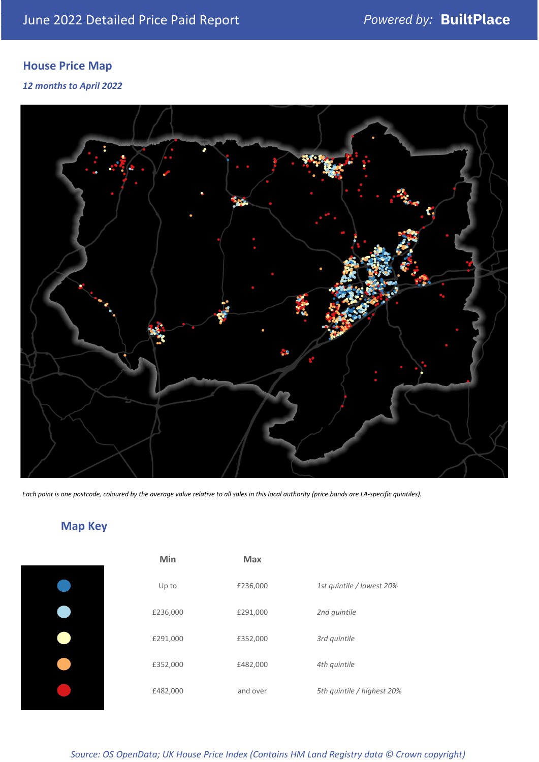June 2022 Detailed Price Paid Report

*Powered by:* **BuiltPlace**

## House Price Map

***12 months to April 2022***

*Each point is one postcode, coloured by the average value relative to all sales in this local authority (price bands are LA-specific quintiles).*

## Map Key

| | Min | Max | |
|---|---|---|---|
| Dark blue | Up to | £236,000 | *1st quintile / lowest 20%* |
| Light blue | £236,000 | £291,000 | *2nd quintile* |
| Pale yellow | £291,000 | £352,000 | *3rd quintile* |
| Orange | £352,000 | £482,000 | *4th quintile* |
| Red | £482,000 | and over | *5th quintile / highest 20%* |

*Source: OS OpenData; UK House Price Index (Contains HM Land Registry data © Crown copyright)*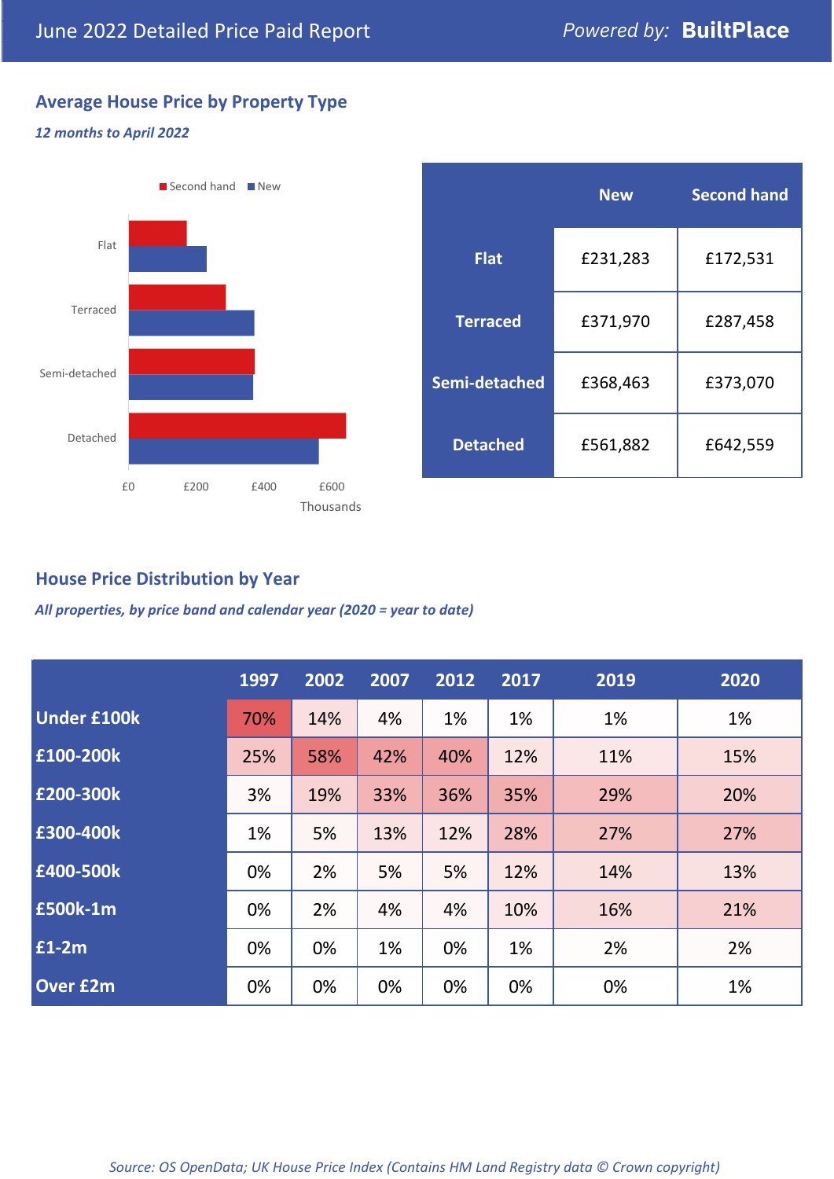June 2022 Detailed Price Paid Report

*Powered by:* **BuiltPlace**

## Average House Price by Property Type

***12 months to April 2022***

| | New | Second hand |
|---|---|---|
| **Flat** | £231,283 | £172,531 |
| **Terraced** | £371,970 | £287,458 |
| **Semi-detached** | £368,463 | £373,070 |
| **Detached** | £561,882 | £642,559 |

## House Price Distribution by Year

***All properties, by price band and calendar year (2020 = year to date)***

| | 1997 | 2002 | 2007 | 2012 | 2017 | 2019 | 2020 |
|---|---|---|---|---|---|---|---|
| **Under £100k** | 70% | 14% | 4% | 1% | 1% | 1% | 1% |
| **£100-200k** | 25% | 58% | 42% | 40% | 12% | 11% | 15% |
| **£200-300k** | 3% | 19% | 33% | 36% | 35% | 29% | 20% |
| **£300-400k** | 1% | 5% | 13% | 12% | 28% | 27% | 27% |
| **£400-500k** | 0% | 2% | 5% | 5% | 12% | 14% | 13% |
| **£500k-1m** | 0% | 2% | 4% | 4% | 10% | 16% | 21% |
| **£1-2m** | 0% | 0% | 1% | 0% | 1% | 2% | 2% |
| **Over £2m** | 0% | 0% | 0% | 0% | 0% | 0% | 1% |

*Source: OS OpenData; UK House Price Index (Contains HM Land Registry data © Crown copyright)*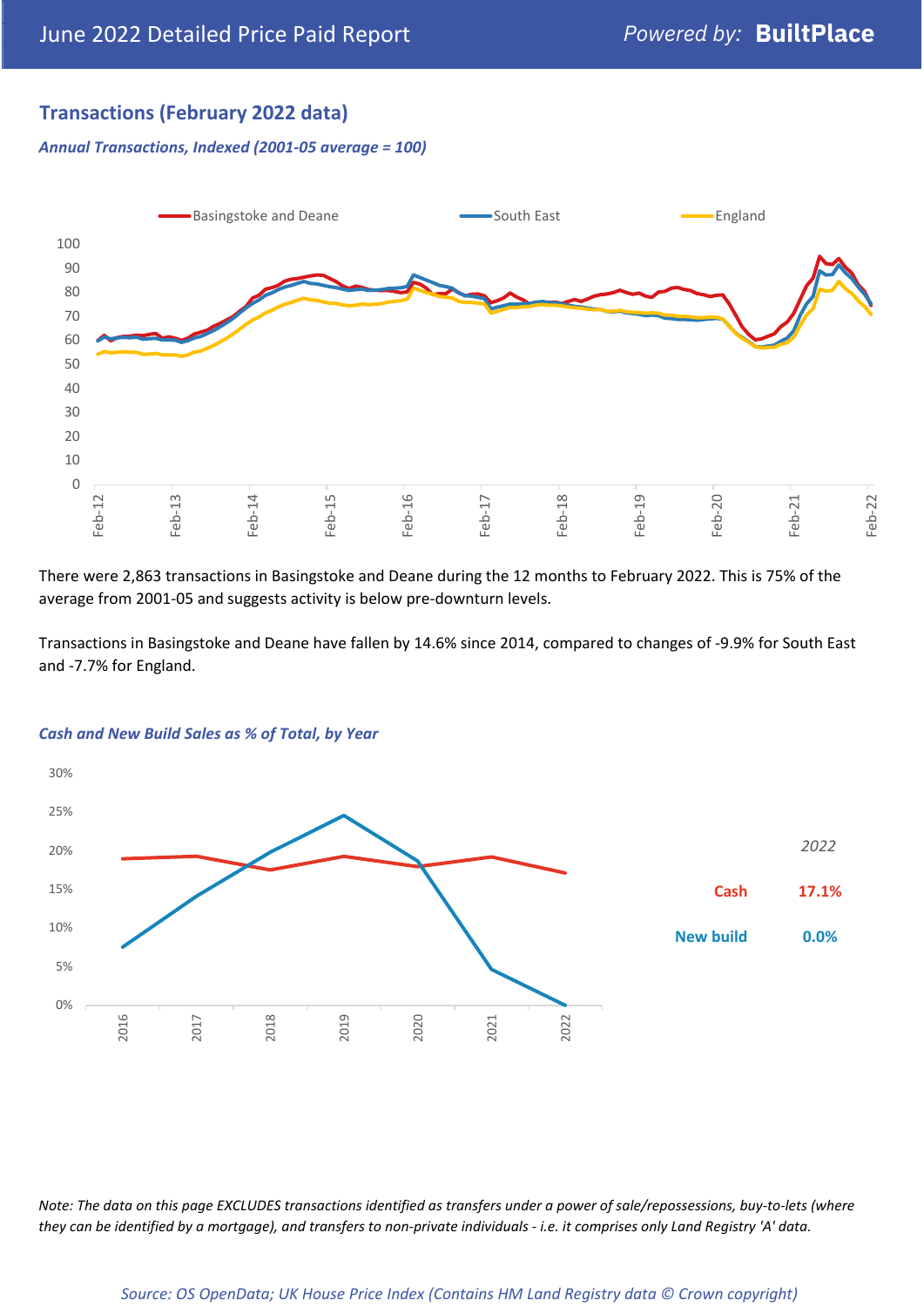## Transactions (February 2022 data)

*Annual Transactions, Indexed (2001-05 average = 100)*

There were 2,863 transactions in Basingstoke and Deane during the 12 months to February 2022. This is 75% of the average from 2001-05 and suggests activity is below pre-downturn levels.

Transactions in Basingstoke and Deane have fallen by 14.6% since 2014, compared to changes of -9.9% for South East and -7.7% for England.

*Cash and New Build Sales as % of Total, by Year*

| | 2022 |
|---|---|
| Cash | 17.1% |
| New build | 0.0% |

*Note: The data on this page EXCLUDES transactions identified as transfers under a power of sale/repossessions, buy-to-lets (where they can be identified by a mortgage), and transfers to non-private individuals - i.e. it comprises only Land Registry 'A' data.*

*Source: OS OpenData; UK House Price Index (Contains HM Land Registry data © Crown copyright)*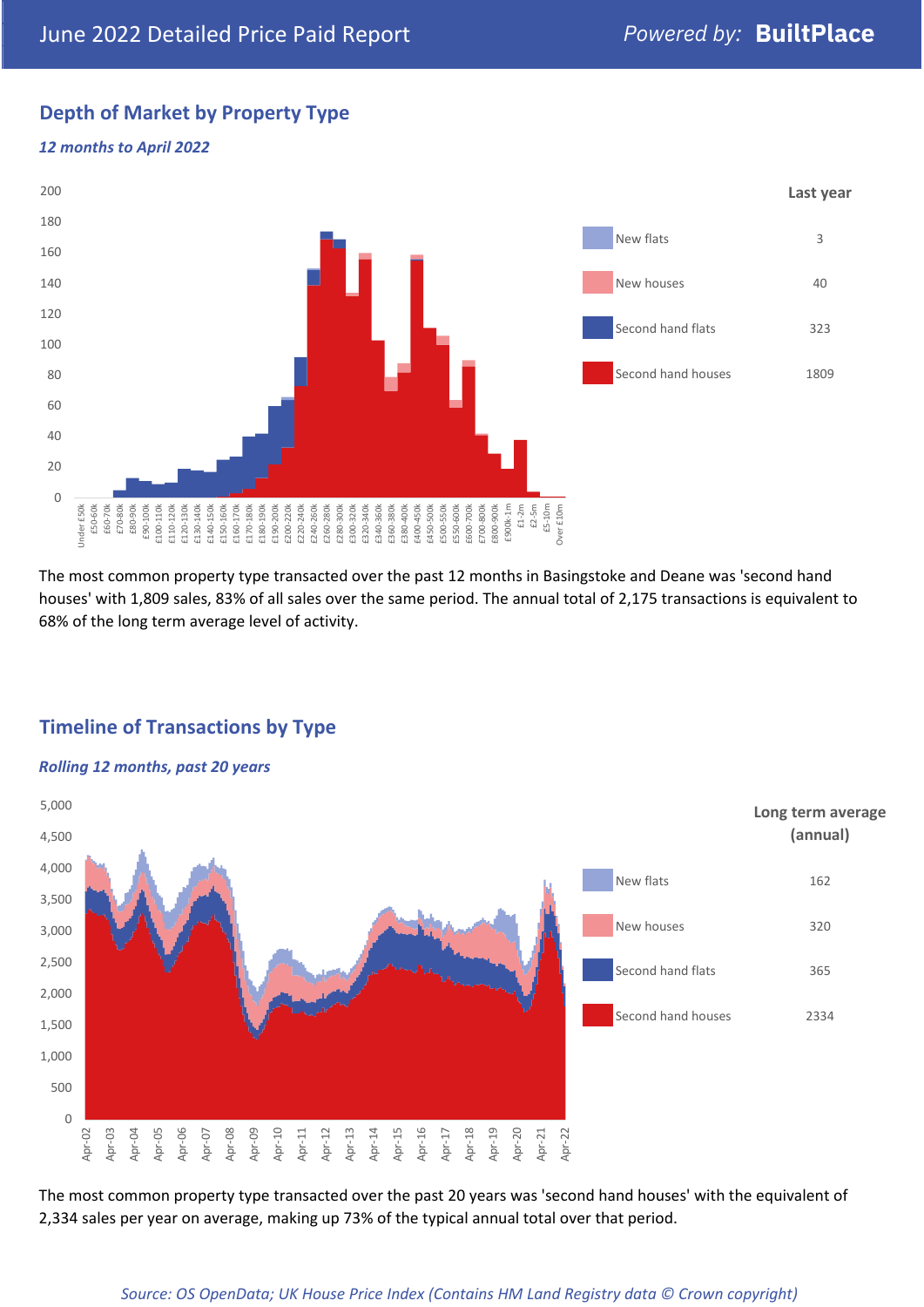June 2022 Detailed Price Paid Report

*Powered by:* **BuiltPlace**

## Depth of Market by Property Type

***12 months to April 2022***

200
180
160
140
120
100
80
60
40
20
0

Under £50k
£50-60k
£60-70k
£70-80k
£80-90k
£90-100k
£100-110k
£110-120k
£120-130k
£130-140k
£140-150k
£150-160k
£160-170k
£170-180k
£180-190k
£190-200k
£200-220k
£220-240k
£240-260k
£260-280k
£280-300k
£300-320k
£320-340k
£340-360k
£360-380k
£380-400k
£400-450k
£450-500k
£500-550k
£550-600k
£600-700k
£700-800k
£800-900k
£900k-1m
£1-2m
£2-5m
£5-10m
Over £10m

**Last year**

New flats 3

New houses 40

Second hand flats 323

Second hand houses 1809

The most common property type transacted over the past 12 months in Basingstoke and Deane was 'second hand houses' with 1,809 sales, 83% of all sales over the same period. The annual total of 2,175 transactions is equivalent to 68% of the long term average level of activity.

## Timeline of Transactions by Type

***Rolling 12 months, past 20 years***

5,000
4,500
4,000
3,500
3,000
2,500
2,000
1,500
1,000
500
0

Apr-02
Apr-03
Apr-04
Apr-05
Apr-06
Apr-07
Apr-08
Apr-09
Apr-10
Apr-11
Apr-12
Apr-13
Apr-14
Apr-15
Apr-16
Apr-17
Apr-18
Apr-19
Apr-20
Apr-21
Apr-22

**Long term average (annual)**

New flats 162

New houses 320

Second hand flats 365

Second hand houses 2334

The most common property type transacted over the past 20 years was 'second hand houses' with the equivalent of 2,334 sales per year on average, making up 73% of the typical annual total over that period.

*Source: OS OpenData; UK House Price Index (Contains HM Land Registry data © Crown copyright)*